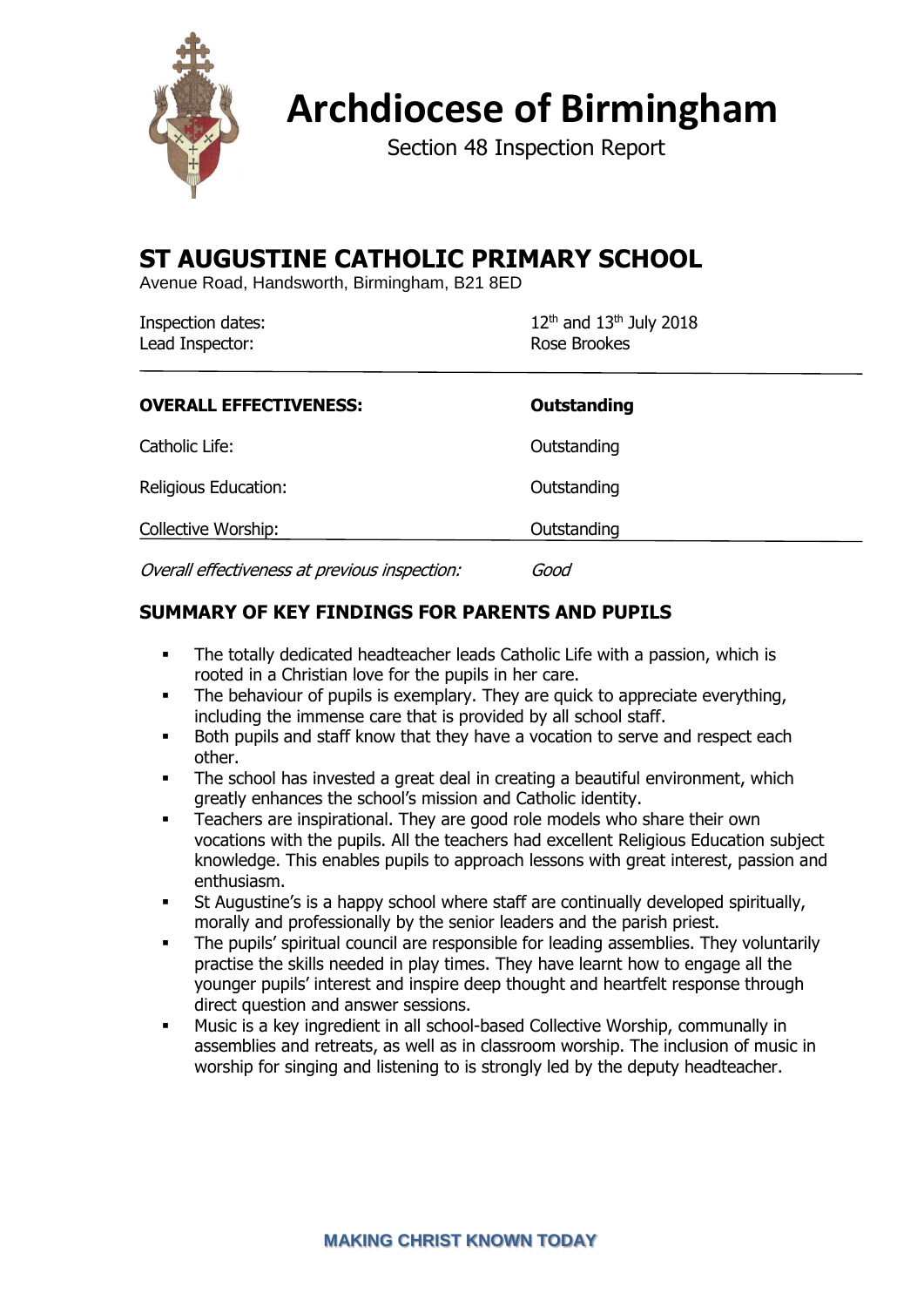# Archdiocese of Birmingham

Section 48 Inspection Report

## ST AUGUSTINE CATHOLIC PRIMARY SCHOOL

Avenue Road, Handsworth, Birmingham, B21 8ED

| | |
|---|---|
| Inspection dates: | 12th and 13th July 2018 |
| Lead Inspector: | Rose Brookes |

| | |
|---|---|
| **OVERALL EFFECTIVENESS:** | **Outstanding** |
| Catholic Life: | Outstanding |
| Religious Education: | Outstanding |
| Collective Worship: | Outstanding |
| *Overall effectiveness at previous inspection:* | *Good* |

## SUMMARY OF KEY FINDINGS FOR PARENTS AND PUPILS

- The totally dedicated headteacher leads Catholic Life with a passion, which is rooted in a Christian love for the pupils in her care.
- The behaviour of pupils is exemplary. They are quick to appreciate everything, including the immense care that is provided by all school staff.
- Both pupils and staff know that they have a vocation to serve and respect each other.
- The school has invested a great deal in creating a beautiful environment, which greatly enhances the school's mission and Catholic identity.
- Teachers are inspirational. They are good role models who share their own vocations with the pupils. All the teachers had excellent Religious Education subject knowledge. This enables pupils to approach lessons with great interest, passion and enthusiasm.
- St Augustine's is a happy school where staff are continually developed spiritually, morally and professionally by the senior leaders and the parish priest.
- The pupils' spiritual council are responsible for leading assemblies. They voluntarily practise the skills needed in play times. They have learnt how to engage all the younger pupils' interest and inspire deep thought and heartfelt response through direct question and answer sessions.
- Music is a key ingredient in all school-based Collective Worship, communally in assemblies and retreats, as well as in classroom worship. The inclusion of music in worship for singing and listening to is strongly led by the deputy headteacher.

MAKING CHRIST KNOWN TODAY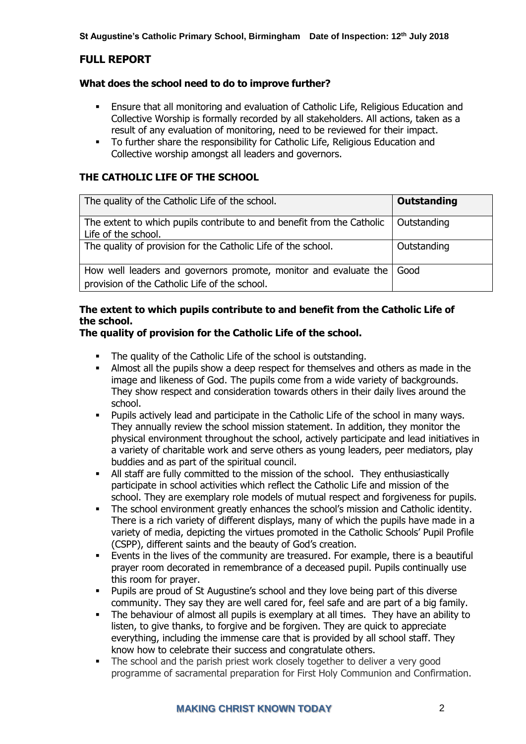## FULL REPORT

### What does the school need to do to improve further?

- Ensure that all monitoring and evaluation of Catholic Life, Religious Education and Collective Worship is formally recorded by all stakeholders. All actions, taken as a result of any evaluation of monitoring, need to be reviewed for their impact.
- To further share the responsibility for Catholic Life, Religious Education and Collective worship amongst all leaders and governors.

## THE CATHOLIC LIFE OF THE SCHOOL

| The quality of the Catholic Life of the school. | **Outstanding** |
|---|---|
| The extent to which pupils contribute to and benefit from the Catholic Life of the school. | Outstanding |
| The quality of provision for the Catholic Life of the school. | Outstanding |
| How well leaders and governors promote, monitor and evaluate the provision of the Catholic Life of the school. | Good |

**The extent to which pupils contribute to and benefit from the Catholic Life of the school.**
**The quality of provision for the Catholic Life of the school.**

- The quality of the Catholic Life of the school is outstanding.
- Almost all the pupils show a deep respect for themselves and others as made in the image and likeness of God. The pupils come from a wide variety of backgrounds. They show respect and consideration towards others in their daily lives around the school.
- Pupils actively lead and participate in the Catholic Life of the school in many ways. They annually review the school mission statement. In addition, they monitor the physical environment throughout the school, actively participate and lead initiatives in a variety of charitable work and serve others as young leaders, peer mediators, play buddies and as part of the spiritual council.
- All staff are fully committed to the mission of the school. They enthusiastically participate in school activities which reflect the Catholic Life and mission of the school. They are exemplary role models of mutual respect and forgiveness for pupils.
- The school environment greatly enhances the school's mission and Catholic identity. There is a rich variety of different displays, many of which the pupils have made in a variety of media, depicting the virtues promoted in the Catholic Schools' Pupil Profile (CSPP), different saints and the beauty of God's creation.
- Events in the lives of the community are treasured. For example, there is a beautiful prayer room decorated in remembrance of a deceased pupil. Pupils continually use this room for prayer.
- Pupils are proud of St Augustine's school and they love being part of this diverse community. They say they are well cared for, feel safe and are part of a big family.
- The behaviour of almost all pupils is exemplary at all times. They have an ability to listen, to give thanks, to forgive and be forgiven. They are quick to appreciate everything, including the immense care that is provided by all school staff. They know how to celebrate their success and congratulate others.
- The school and the parish priest work closely together to deliver a very good programme of sacramental preparation for First Holy Communion and Confirmation.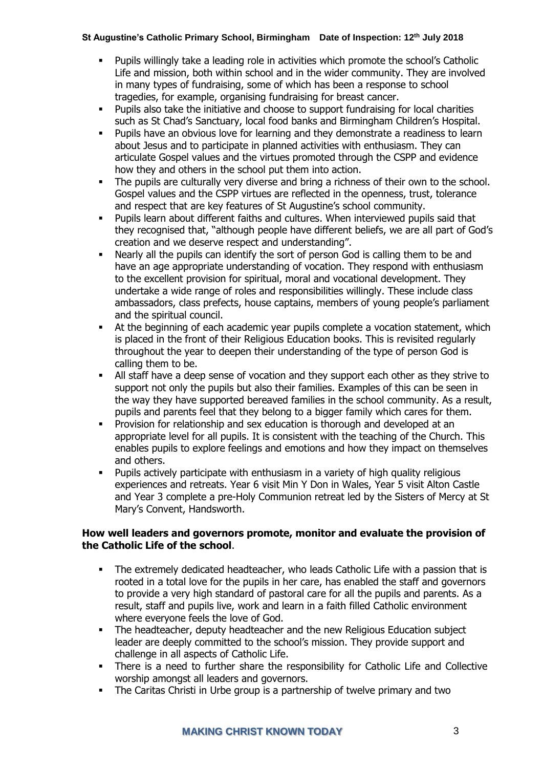- Pupils willingly take a leading role in activities which promote the school's Catholic Life and mission, both within school and in the wider community. They are involved in many types of fundraising, some of which has been a response to school tragedies, for example, organising fundraising for breast cancer.
- Pupils also take the initiative and choose to support fundraising for local charities such as St Chad's Sanctuary, local food banks and Birmingham Children's Hospital.
- Pupils have an obvious love for learning and they demonstrate a readiness to learn about Jesus and to participate in planned activities with enthusiasm. They can articulate Gospel values and the virtues promoted through the CSPP and evidence how they and others in the school put them into action.
- The pupils are culturally very diverse and bring a richness of their own to the school. Gospel values and the CSPP virtues are reflected in the openness, trust, tolerance and respect that are key features of St Augustine's school community.
- Pupils learn about different faiths and cultures. When interviewed pupils said that they recognised that, "although people have different beliefs, we are all part of God's creation and we deserve respect and understanding".
- Nearly all the pupils can identify the sort of person God is calling them to be and have an age appropriate understanding of vocation. They respond with enthusiasm to the excellent provision for spiritual, moral and vocational development. They undertake a wide range of roles and responsibilities willingly. These include class ambassadors, class prefects, house captains, members of young people's parliament and the spiritual council.
- At the beginning of each academic year pupils complete a vocation statement, which is placed in the front of their Religious Education books. This is revisited regularly throughout the year to deepen their understanding of the type of person God is calling them to be.
- All staff have a deep sense of vocation and they support each other as they strive to support not only the pupils but also their families. Examples of this can be seen in the way they have supported bereaved families in the school community. As a result, pupils and parents feel that they belong to a bigger family which cares for them.
- Provision for relationship and sex education is thorough and developed at an appropriate level for all pupils. It is consistent with the teaching of the Church. This enables pupils to explore feelings and emotions and how they impact on themselves and others.
- Pupils actively participate with enthusiasm in a variety of high quality religious experiences and retreats. Year 6 visit Min Y Don in Wales, Year 5 visit Alton Castle and Year 3 complete a pre-Holy Communion retreat led by the Sisters of Mercy at St Mary's Convent, Handsworth.

**How well leaders and governors promote, monitor and evaluate the provision of the Catholic Life of the school**.

- The extremely dedicated headteacher, who leads Catholic Life with a passion that is rooted in a total love for the pupils in her care, has enabled the staff and governors to provide a very high standard of pastoral care for all the pupils and parents. As a result, staff and pupils live, work and learn in a faith filled Catholic environment where everyone feels the love of God.
- The headteacher, deputy headteacher and the new Religious Education subject leader are deeply committed to the school's mission. They provide support and challenge in all aspects of Catholic Life.
- There is a need to further share the responsibility for Catholic Life and Collective worship amongst all leaders and governors.
- The Caritas Christi in Urbe group is a partnership of twelve primary and two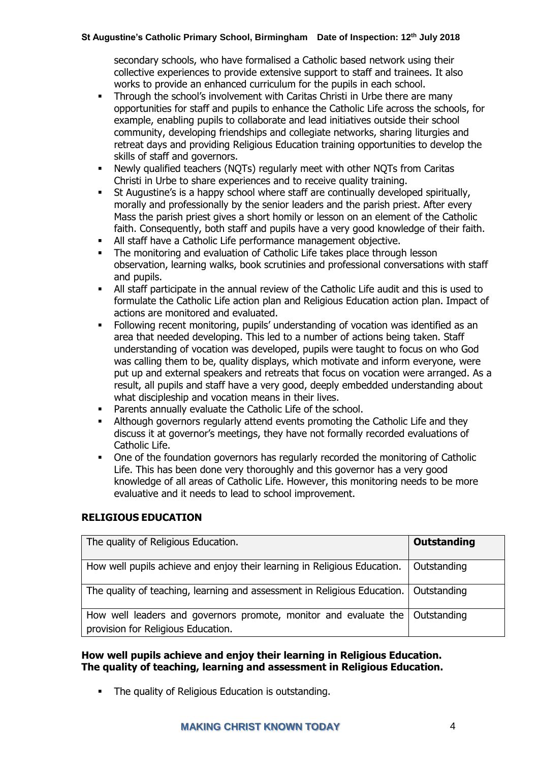secondary schools, who have formalised a Catholic based network using their collective experiences to provide extensive support to staff and trainees. It also works to provide an enhanced curriculum for the pupils in each school.

- Through the school's involvement with Caritas Christi in Urbe there are many opportunities for staff and pupils to enhance the Catholic Life across the schools, for example, enabling pupils to collaborate and lead initiatives outside their school community, developing friendships and collegiate networks, sharing liturgies and retreat days and providing Religious Education training opportunities to develop the skills of staff and governors.
- Newly qualified teachers (NQTs) regularly meet with other NQTs from Caritas Christi in Urbe to share experiences and to receive quality training.
- St Augustine's is a happy school where staff are continually developed spiritually, morally and professionally by the senior leaders and the parish priest. After every Mass the parish priest gives a short homily or lesson on an element of the Catholic faith. Consequently, both staff and pupils have a very good knowledge of their faith.
- All staff have a Catholic Life performance management objective.
- The monitoring and evaluation of Catholic Life takes place through lesson observation, learning walks, book scrutinies and professional conversations with staff and pupils.
- All staff participate in the annual review of the Catholic Life audit and this is used to formulate the Catholic Life action plan and Religious Education action plan. Impact of actions are monitored and evaluated.
- Following recent monitoring, pupils' understanding of vocation was identified as an area that needed developing. This led to a number of actions being taken. Staff understanding of vocation was developed, pupils were taught to focus on who God was calling them to be, quality displays, which motivate and inform everyone, were put up and external speakers and retreats that focus on vocation were arranged. As a result, all pupils and staff have a very good, deeply embedded understanding about what discipleship and vocation means in their lives.
- Parents annually evaluate the Catholic Life of the school.
- Although governors regularly attend events promoting the Catholic Life and they discuss it at governor's meetings, they have not formally recorded evaluations of Catholic Life.
- One of the foundation governors has regularly recorded the monitoring of Catholic Life. This has been done very thoroughly and this governor has a very good knowledge of all areas of Catholic Life. However, this monitoring needs to be more evaluative and it needs to lead to school improvement.

## RELIGIOUS EDUCATION

| The quality of Religious Education. | **Outstanding** |
|---|---|
| How well pupils achieve and enjoy their learning in Religious Education. | Outstanding |
| The quality of teaching, learning and assessment in Religious Education. | Outstanding |
| How well leaders and governors promote, monitor and evaluate the provision for Religious Education. | Outstanding |

**How well pupils achieve and enjoy their learning in Religious Education.**
**The quality of teaching, learning and assessment in Religious Education.**

- The quality of Religious Education is outstanding.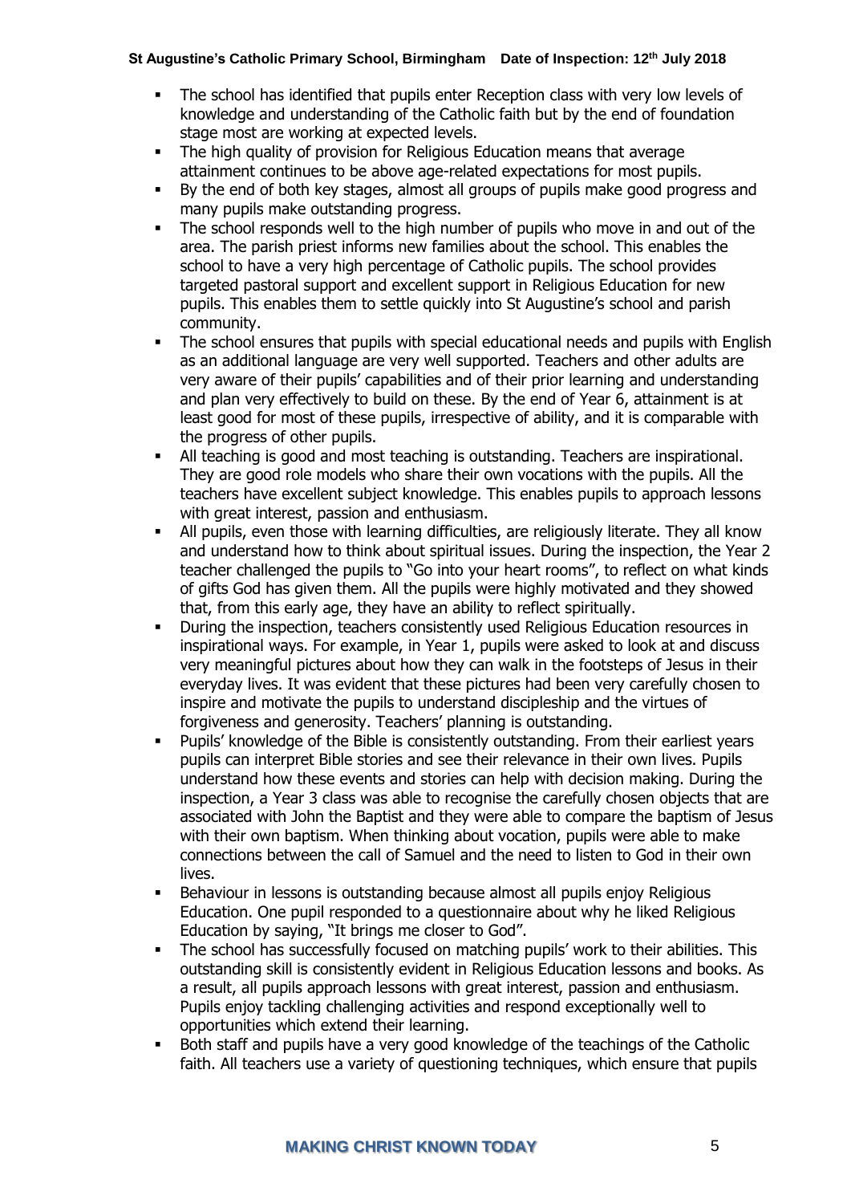- The school has identified that pupils enter Reception class with very low levels of knowledge and understanding of the Catholic faith but by the end of foundation stage most are working at expected levels.
- The high quality of provision for Religious Education means that average attainment continues to be above age-related expectations for most pupils.
- By the end of both key stages, almost all groups of pupils make good progress and many pupils make outstanding progress.
- The school responds well to the high number of pupils who move in and out of the area. The parish priest informs new families about the school. This enables the school to have a very high percentage of Catholic pupils. The school provides targeted pastoral support and excellent support in Religious Education for new pupils. This enables them to settle quickly into St Augustine's school and parish community.
- The school ensures that pupils with special educational needs and pupils with English as an additional language are very well supported. Teachers and other adults are very aware of their pupils' capabilities and of their prior learning and understanding and plan very effectively to build on these. By the end of Year 6, attainment is at least good for most of these pupils, irrespective of ability, and it is comparable with the progress of other pupils.
- All teaching is good and most teaching is outstanding. Teachers are inspirational. They are good role models who share their own vocations with the pupils. All the teachers have excellent subject knowledge. This enables pupils to approach lessons with great interest, passion and enthusiasm.
- All pupils, even those with learning difficulties, are religiously literate. They all know and understand how to think about spiritual issues. During the inspection, the Year 2 teacher challenged the pupils to "Go into your heart rooms", to reflect on what kinds of gifts God has given them. All the pupils were highly motivated and they showed that, from this early age, they have an ability to reflect spiritually.
- During the inspection, teachers consistently used Religious Education resources in inspirational ways. For example, in Year 1, pupils were asked to look at and discuss very meaningful pictures about how they can walk in the footsteps of Jesus in their everyday lives. It was evident that these pictures had been very carefully chosen to inspire and motivate the pupils to understand discipleship and the virtues of forgiveness and generosity. Teachers' planning is outstanding.
- Pupils' knowledge of the Bible is consistently outstanding. From their earliest years pupils can interpret Bible stories and see their relevance in their own lives. Pupils understand how these events and stories can help with decision making. During the inspection, a Year 3 class was able to recognise the carefully chosen objects that are associated with John the Baptist and they were able to compare the baptism of Jesus with their own baptism. When thinking about vocation, pupils were able to make connections between the call of Samuel and the need to listen to God in their own lives.
- Behaviour in lessons is outstanding because almost all pupils enjoy Religious Education. One pupil responded to a questionnaire about why he liked Religious Education by saying, "It brings me closer to God".
- The school has successfully focused on matching pupils' work to their abilities. This outstanding skill is consistently evident in Religious Education lessons and books. As a result, all pupils approach lessons with great interest, passion and enthusiasm. Pupils enjoy tackling challenging activities and respond exceptionally well to opportunities which extend their learning.
- Both staff and pupils have a very good knowledge of the teachings of the Catholic faith. All teachers use a variety of questioning techniques, which ensure that pupils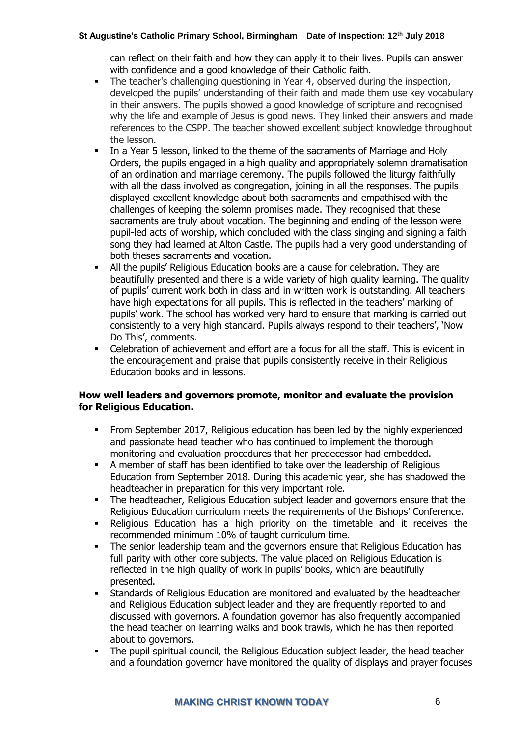can reflect on their faith and how they can apply it to their lives. Pupils can answer with confidence and a good knowledge of their Catholic faith.

- The teacher's challenging questioning in Year 4, observed during the inspection, developed the pupils' understanding of their faith and made them use key vocabulary in their answers. The pupils showed a good knowledge of scripture and recognised why the life and example of Jesus is good news. They linked their answers and made references to the CSPP. The teacher showed excellent subject knowledge throughout the lesson.
- In a Year 5 lesson, linked to the theme of the sacraments of Marriage and Holy Orders, the pupils engaged in a high quality and appropriately solemn dramatisation of an ordination and marriage ceremony. The pupils followed the liturgy faithfully with all the class involved as congregation, joining in all the responses. The pupils displayed excellent knowledge about both sacraments and empathised with the challenges of keeping the solemn promises made. They recognised that these sacraments are truly about vocation. The beginning and ending of the lesson were pupil-led acts of worship, which concluded with the class singing and signing a faith song they had learned at Alton Castle. The pupils had a very good understanding of both theses sacraments and vocation.
- All the pupils' Religious Education books are a cause for celebration. They are beautifully presented and there is a wide variety of high quality learning. The quality of pupils' current work both in class and in written work is outstanding. All teachers have high expectations for all pupils. This is reflected in the teachers' marking of pupils' work. The school has worked very hard to ensure that marking is carried out consistently to a very high standard. Pupils always respond to their teachers', 'Now Do This', comments.
- Celebration of achievement and effort are a focus for all the staff. This is evident in the encouragement and praise that pupils consistently receive in their Religious Education books and in lessons.

**How well leaders and governors promote, monitor and evaluate the provision for Religious Education.**

- From September 2017, Religious education has been led by the highly experienced and passionate head teacher who has continued to implement the thorough monitoring and evaluation procedures that her predecessor had embedded.
- A member of staff has been identified to take over the leadership of Religious Education from September 2018. During this academic year, she has shadowed the headteacher in preparation for this very important role.
- The headteacher, Religious Education subject leader and governors ensure that the Religious Education curriculum meets the requirements of the Bishops' Conference.
- Religious Education has a high priority on the timetable and it receives the recommended minimum 10% of taught curriculum time.
- The senior leadership team and the governors ensure that Religious Education has full parity with other core subjects. The value placed on Religious Education is reflected in the high quality of work in pupils' books, which are beautifully presented.
- Standards of Religious Education are monitored and evaluated by the headteacher and Religious Education subject leader and they are frequently reported to and discussed with governors. A foundation governor has also frequently accompanied the head teacher on learning walks and book trawls, which he has then reported about to governors.
- The pupil spiritual council, the Religious Education subject leader, the head teacher and a foundation governor have monitored the quality of displays and prayer focuses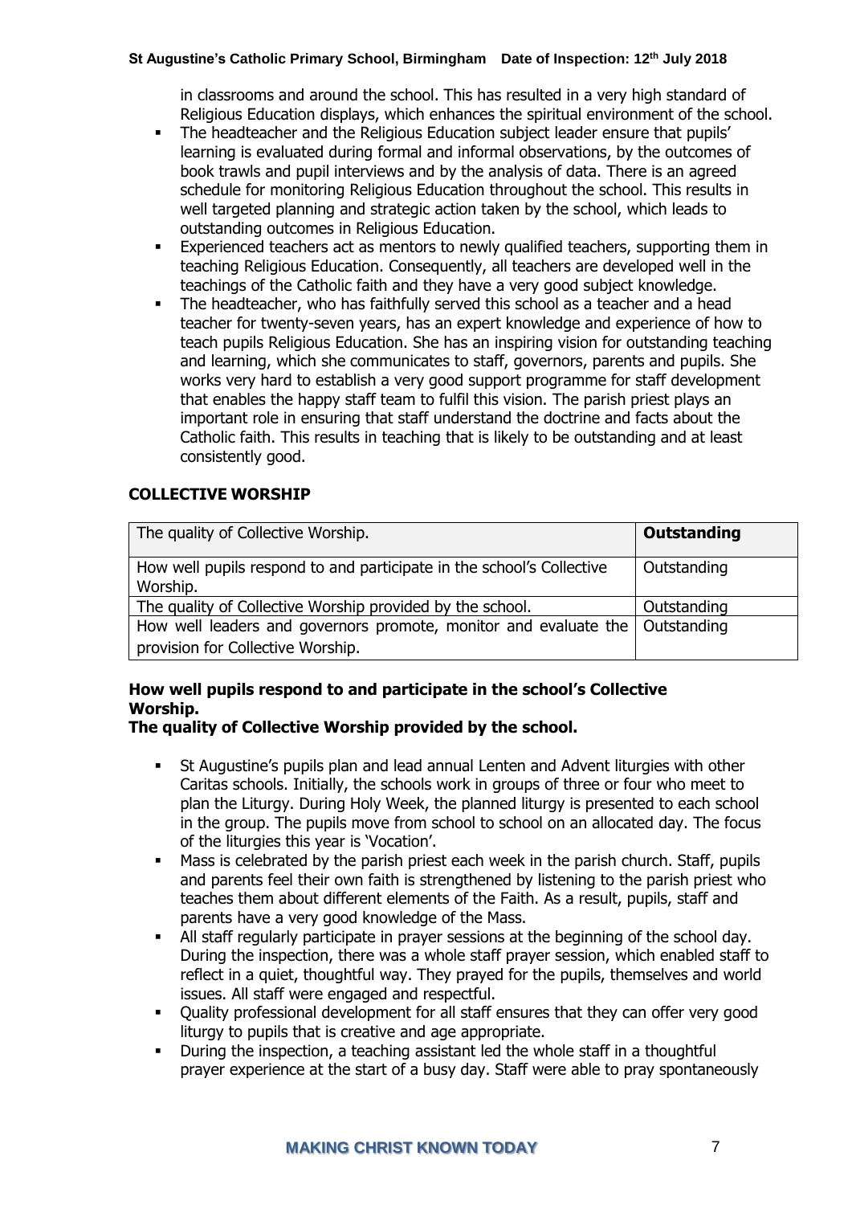in classrooms and around the school. This has resulted in a very high standard of Religious Education displays, which enhances the spiritual environment of the school.

- The headteacher and the Religious Education subject leader ensure that pupils' learning is evaluated during formal and informal observations, by the outcomes of book trawls and pupil interviews and by the analysis of data. There is an agreed schedule for monitoring Religious Education throughout the school. This results in well targeted planning and strategic action taken by the school, which leads to outstanding outcomes in Religious Education.
- Experienced teachers act as mentors to newly qualified teachers, supporting them in teaching Religious Education. Consequently, all teachers are developed well in the teachings of the Catholic faith and they have a very good subject knowledge.
- The headteacher, who has faithfully served this school as a teacher and a head teacher for twenty-seven years, has an expert knowledge and experience of how to teach pupils Religious Education. She has an inspiring vision for outstanding teaching and learning, which she communicates to staff, governors, parents and pupils. She works very hard to establish a very good support programme for staff development that enables the happy staff team to fulfil this vision. The parish priest plays an important role in ensuring that staff understand the doctrine and facts about the Catholic faith. This results in teaching that is likely to be outstanding and at least consistently good.

## COLLECTIVE WORSHIP

| The quality of Collective Worship. | **Outstanding** |
|---|---|
| How well pupils respond to and participate in the school's Collective Worship. | Outstanding |
| The quality of Collective Worship provided by the school. | Outstanding |
| How well leaders and governors promote, monitor and evaluate the provision for Collective Worship. | Outstanding |

### How well pupils respond to and participate in the school's Collective Worship.
### The quality of Collective Worship provided by the school.

- St Augustine's pupils plan and lead annual Lenten and Advent liturgies with other Caritas schools. Initially, the schools work in groups of three or four who meet to plan the Liturgy. During Holy Week, the planned liturgy is presented to each school in the group. The pupils move from school to school on an allocated day. The focus of the liturgies this year is 'Vocation'.
- Mass is celebrated by the parish priest each week in the parish church. Staff, pupils and parents feel their own faith is strengthened by listening to the parish priest who teaches them about different elements of the Faith. As a result, pupils, staff and parents have a very good knowledge of the Mass.
- All staff regularly participate in prayer sessions at the beginning of the school day. During the inspection, there was a whole staff prayer session, which enabled staff to reflect in a quiet, thoughtful way. They prayed for the pupils, themselves and world issues. All staff were engaged and respectful.
- Quality professional development for all staff ensures that they can offer very good liturgy to pupils that is creative and age appropriate.
- During the inspection, a teaching assistant led the whole staff in a thoughtful prayer experience at the start of a busy day. Staff were able to pray spontaneously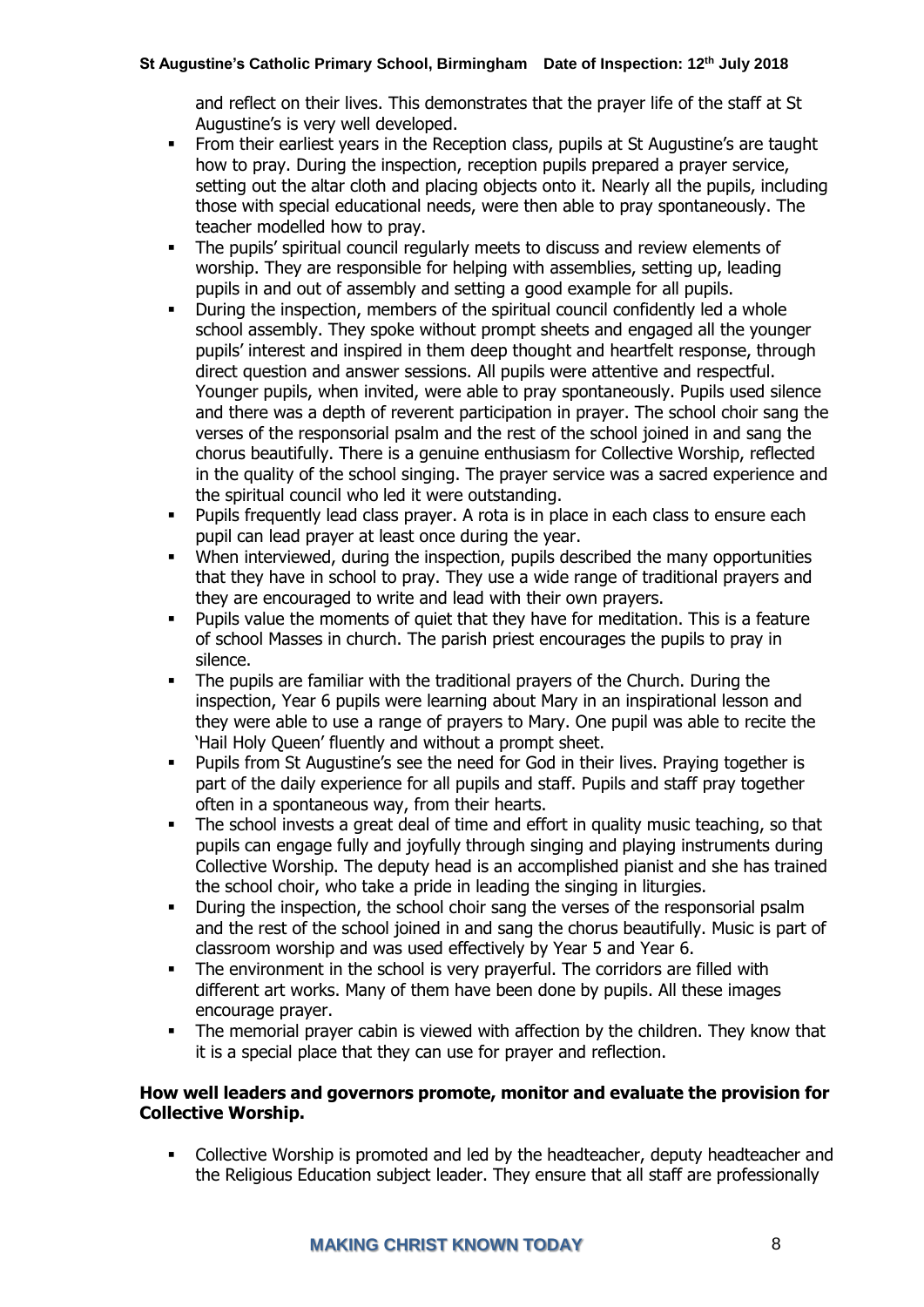and reflect on their lives. This demonstrates that the prayer life of the staff at St Augustine's is very well developed.

- From their earliest years in the Reception class, pupils at St Augustine's are taught how to pray. During the inspection, reception pupils prepared a prayer service, setting out the altar cloth and placing objects onto it. Nearly all the pupils, including those with special educational needs, were then able to pray spontaneously. The teacher modelled how to pray.
- The pupils' spiritual council regularly meets to discuss and review elements of worship. They are responsible for helping with assemblies, setting up, leading pupils in and out of assembly and setting a good example for all pupils.
- During the inspection, members of the spiritual council confidently led a whole school assembly. They spoke without prompt sheets and engaged all the younger pupils' interest and inspired in them deep thought and heartfelt response, through direct question and answer sessions. All pupils were attentive and respectful. Younger pupils, when invited, were able to pray spontaneously. Pupils used silence and there was a depth of reverent participation in prayer. The school choir sang the verses of the responsorial psalm and the rest of the school joined in and sang the chorus beautifully. There is a genuine enthusiasm for Collective Worship, reflected in the quality of the school singing. The prayer service was a sacred experience and the spiritual council who led it were outstanding.
- Pupils frequently lead class prayer. A rota is in place in each class to ensure each pupil can lead prayer at least once during the year.
- When interviewed, during the inspection, pupils described the many opportunities that they have in school to pray. They use a wide range of traditional prayers and they are encouraged to write and lead with their own prayers.
- Pupils value the moments of quiet that they have for meditation. This is a feature of school Masses in church. The parish priest encourages the pupils to pray in silence.
- The pupils are familiar with the traditional prayers of the Church. During the inspection, Year 6 pupils were learning about Mary in an inspirational lesson and they were able to use a range of prayers to Mary. One pupil was able to recite the 'Hail Holy Queen' fluently and without a prompt sheet.
- Pupils from St Augustine's see the need for God in their lives. Praying together is part of the daily experience for all pupils and staff. Pupils and staff pray together often in a spontaneous way, from their hearts.
- The school invests a great deal of time and effort in quality music teaching, so that pupils can engage fully and joyfully through singing and playing instruments during Collective Worship. The deputy head is an accomplished pianist and she has trained the school choir, who take a pride in leading the singing in liturgies.
- During the inspection, the school choir sang the verses of the responsorial psalm and the rest of the school joined in and sang the chorus beautifully. Music is part of classroom worship and was used effectively by Year 5 and Year 6.
- The environment in the school is very prayerful. The corridors are filled with different art works. Many of them have been done by pupils. All these images encourage prayer.
- The memorial prayer cabin is viewed with affection by the children. They know that it is a special place that they can use for prayer and reflection.

**How well leaders and governors promote, monitor and evaluate the provision for Collective Worship.**

- Collective Worship is promoted and led by the headteacher, deputy headteacher and the Religious Education subject leader. They ensure that all staff are professionally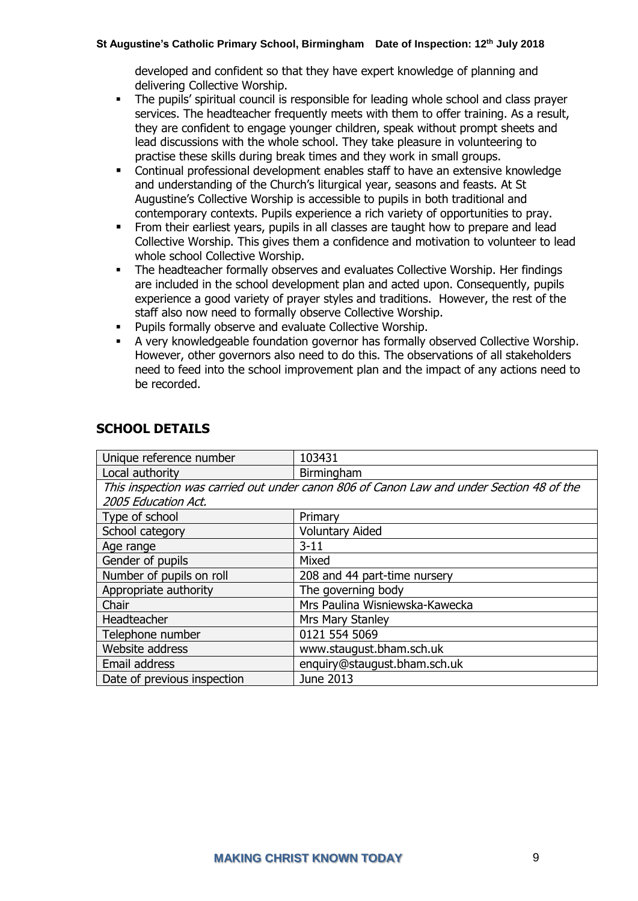developed and confident so that they have expert knowledge of planning and delivering Collective Worship.

- The pupils' spiritual council is responsible for leading whole school and class prayer services. The headteacher frequently meets with them to offer training. As a result, they are confident to engage younger children, speak without prompt sheets and lead discussions with the whole school. They take pleasure in volunteering to practise these skills during break times and they work in small groups.
- Continual professional development enables staff to have an extensive knowledge and understanding of the Church's liturgical year, seasons and feasts. At St Augustine's Collective Worship is accessible to pupils in both traditional and contemporary contexts. Pupils experience a rich variety of opportunities to pray.
- From their earliest years, pupils in all classes are taught how to prepare and lead Collective Worship. This gives them a confidence and motivation to volunteer to lead whole school Collective Worship.
- The headteacher formally observes and evaluates Collective Worship. Her findings are included in the school development plan and acted upon. Consequently, pupils experience a good variety of prayer styles and traditions. However, the rest of the staff also now need to formally observe Collective Worship.
- Pupils formally observe and evaluate Collective Worship.
- A very knowledgeable foundation governor has formally observed Collective Worship. However, other governors also need to do this. The observations of all stakeholders need to feed into the school improvement plan and the impact of any actions need to be recorded.

## SCHOOL DETAILS

| | |
|---|---|
| Unique reference number | 103431 |
| Local authority | Birmingham |
| *This inspection was carried out under canon 806 of Canon Law and under Section 48 of the 2005 Education Act.* | |
| Type of school | Primary |
| School category | Voluntary Aided |
| Age range | 3-11 |
| Gender of pupils | Mixed |
| Number of pupils on roll | 208 and 44 part-time nursery |
| Appropriate authority | The governing body |
| Chair | Mrs Paulina Wisniewska-Kawecka |
| Headteacher | Mrs Mary Stanley |
| Telephone number | 0121 554 5069 |
| Website address | www.staugust.bham.sch.uk |
| Email address | enquiry@staugust.bham.sch.uk |
| Date of previous inspection | June 2013 |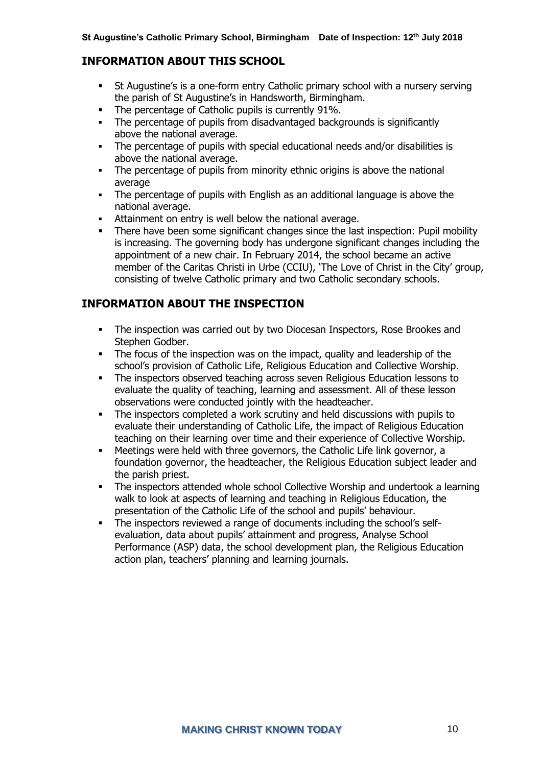## INFORMATION ABOUT THIS SCHOOL

- St Augustine's is a one-form entry Catholic primary school with a nursery serving the parish of St Augustine's in Handsworth, Birmingham.
- The percentage of Catholic pupils is currently 91%.
- The percentage of pupils from disadvantaged backgrounds is significantly above the national average.
- The percentage of pupils with special educational needs and/or disabilities is above the national average.
- The percentage of pupils from minority ethnic origins is above the national average
- The percentage of pupils with English as an additional language is above the national average.
- Attainment on entry is well below the national average.
- There have been some significant changes since the last inspection: Pupil mobility is increasing. The governing body has undergone significant changes including the appointment of a new chair. In February 2014, the school became an active member of the Caritas Christi in Urbe (CCIU), 'The Love of Christ in the City' group, consisting of twelve Catholic primary and two Catholic secondary schools.

## INFORMATION ABOUT THE INSPECTION

- The inspection was carried out by two Diocesan Inspectors, Rose Brookes and Stephen Godber.
- The focus of the inspection was on the impact, quality and leadership of the school's provision of Catholic Life, Religious Education and Collective Worship.
- The inspectors observed teaching across seven Religious Education lessons to evaluate the quality of teaching, learning and assessment. All of these lesson observations were conducted jointly with the headteacher.
- The inspectors completed a work scrutiny and held discussions with pupils to evaluate their understanding of Catholic Life, the impact of Religious Education teaching on their learning over time and their experience of Collective Worship.
- Meetings were held with three governors, the Catholic Life link governor, a foundation governor, the headteacher, the Religious Education subject leader and the parish priest.
- The inspectors attended whole school Collective Worship and undertook a learning walk to look at aspects of learning and teaching in Religious Education, the presentation of the Catholic Life of the school and pupils' behaviour.
- The inspectors reviewed a range of documents including the school's self-evaluation, data about pupils' attainment and progress, Analyse School Performance (ASP) data, the school development plan, the Religious Education action plan, teachers' planning and learning journals.